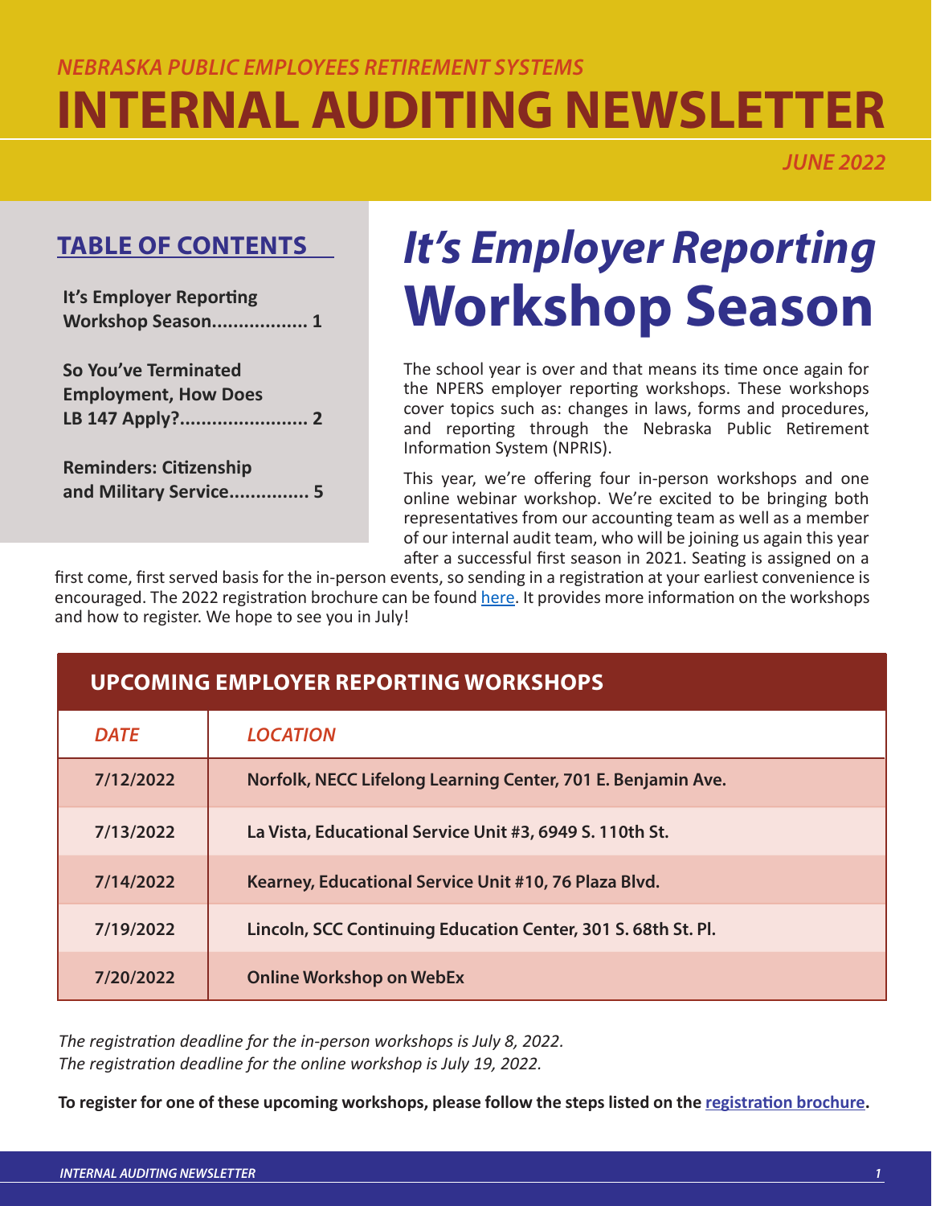*NEBRASKA PUBLIC EMPLOYEES RETIREMENT SYSTEMS*

# INTERNAL AUDITING NEWSLETTER

*JUNE 2022*

## TABLE OF CONTENTS

**It's Employer Reporting Workshop Season.................. 1**

**So You've Terminated Employment, How Does LB 147 Apply?........................ 2**

**Reminders: Citizenship and Military Service............... 5**

# *It's Employer Reporting* Workshop Season

The school year is over and that means its time once again for the NPERS employer reporting workshops. These workshops cover topics such as: changes in laws, forms and procedures, and reporting through the Nebraska Public Retirement Information System (NPRIS).

This year, we're offering four in-person workshops and one online webinar workshop. We're excited to be bringing both representatives from our accounting team as well as a member of our internal audit team, who will be joining us again this year after a successful first season in 2021. Seating is assigned on a first come, first served basis for the in-person events, so sending in a registration at your earliest convenience is encouraged. The 2022 registration brochure can be found here. It provides more information on the workshops and how to register. We hope to see you in July!

**UPCOMING EMPLOYER REPORTING WORKSHOPS**

| *DATE* | *LOCATION* |
|---|---|
| **7/12/2022** | **Norfolk, NECC Lifelong Learning Center, 701 E. Benjamin Ave.** |
| **7/13/2022** | **La Vista, Educational Service Unit #3, 6949 S. 110th St.** |
| **7/14/2022** | **Kearney, Educational Service Unit #10, 76 Plaza Blvd.** |
| **7/19/2022** | **Lincoln, SCC Continuing Education Center, 301 S. 68th St. Pl.** |
| **7/20/2022** | **Online Workshop on WebEx** |

*The registration deadline for the in-person workshops is July 8, 2022.*
*The registration deadline for the online workshop is July 19, 2022.*

**To register for one of these upcoming workshops, please follow the steps listed on the registration brochure.**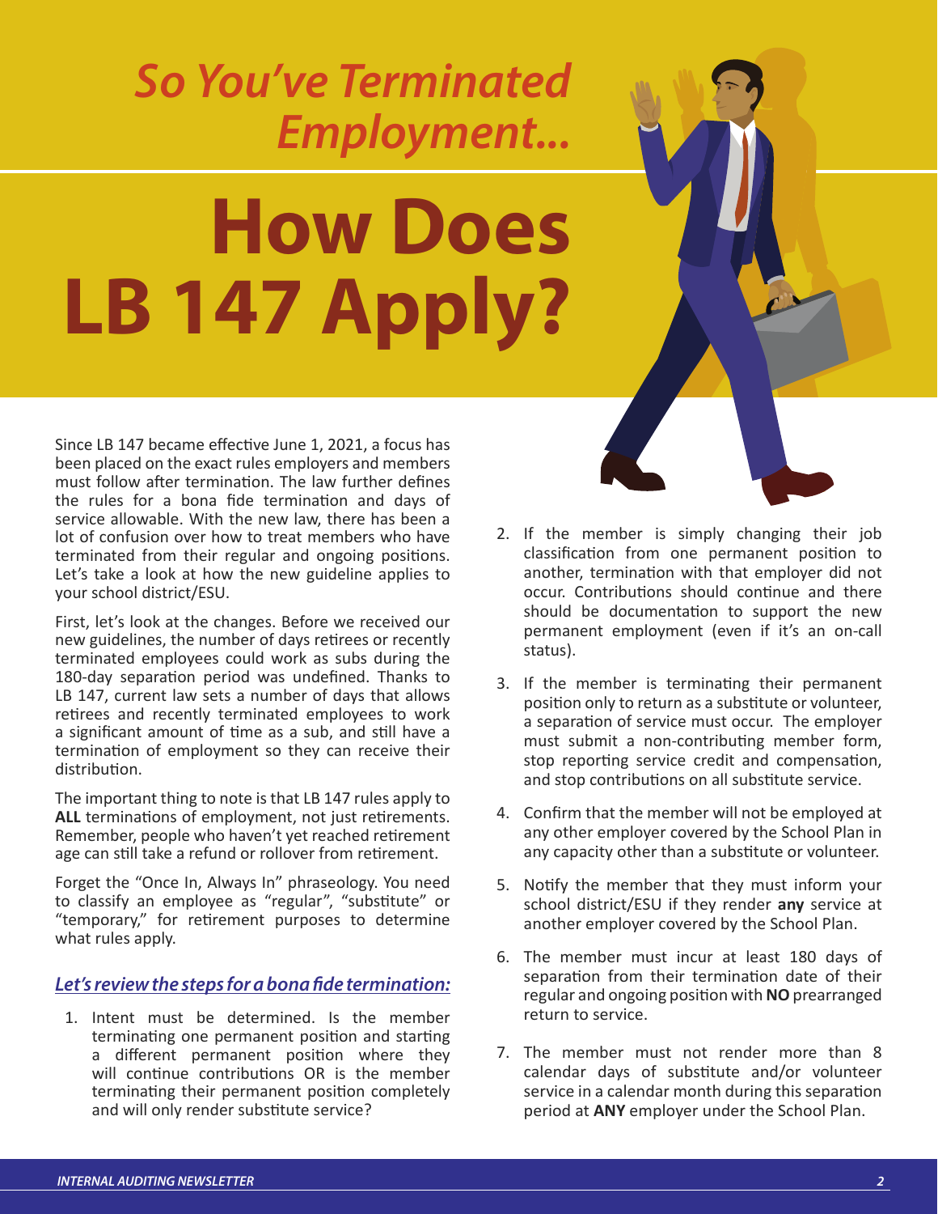*So You've Terminated Employment...*

# How Does LB 147 Apply?

Since LB 147 became effective June 1, 2021, a focus has been placed on the exact rules employers and members must follow after termination. The law further defines the rules for a bona fide termination and days of service allowable. With the new law, there has been a lot of confusion over how to treat members who have terminated from their regular and ongoing positions. Let's take a look at how the new guideline applies to your school district/ESU.

First, let's look at the changes. Before we received our new guidelines, the number of days retirees or recently terminated employees could work as subs during the 180-day separation period was undefined. Thanks to LB 147, current law sets a number of days that allows retirees and recently terminated employees to work a significant amount of time as a sub, and still have a termination of employment so they can receive their distribution.

The important thing to note is that LB 147 rules apply to **ALL** terminations of employment, not just retirements. Remember, people who haven't yet reached retirement age can still take a refund or rollover from retirement.

Forget the "Once In, Always In" phraseology. You need to classify an employee as "regular", "substitute" or "temporary," for retirement purposes to determine what rules apply.

### *Let's review the steps for a bona fide termination:*

1. Intent must be determined. Is the member terminating one permanent position and starting a different permanent position where they will continue contributions OR is the member terminating their permanent position completely and will only render substitute service?
2. If the member is simply changing their job classification from one permanent position to another, termination with that employer did not occur. Contributions should continue and there should be documentation to support the new permanent employment (even if it's an on-call status).
3. If the member is terminating their permanent position only to return as a substitute or volunteer, a separation of service must occur. The employer must submit a non-contributing member form, stop reporting service credit and compensation, and stop contributions on all substitute service.
4. Confirm that the member will not be employed at any other employer covered by the School Plan in any capacity other than a substitute or volunteer.
5. Notify the member that they must inform your school district/ESU if they render **any** service at another employer covered by the School Plan.
6. The member must incur at least 180 days of separation from their termination date of their regular and ongoing position with **NO** prearranged return to service.
7. The member must not render more than 8 calendar days of substitute and/or volunteer service in a calendar month during this separation period at **ANY** employer under the School Plan.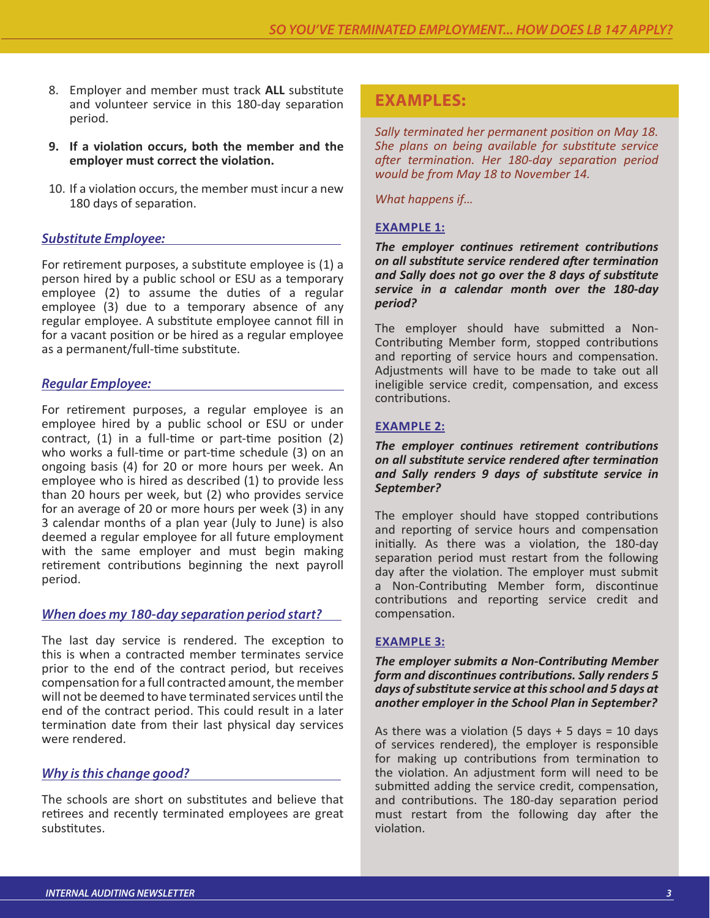8. Employer and member must track **ALL** substitute and volunteer service in this 180-day separation period.

9. **If a violation occurs, both the member and the employer must correct the violation.**

10. If a violation occurs, the member must incur a new 180 days of separation.

### *Substitute Employee:*

For retirement purposes, a substitute employee is (1) a person hired by a public school or ESU as a temporary employee (2) to assume the duties of a regular employee (3) due to a temporary absence of any regular employee. A substitute employee cannot fill in for a vacant position or be hired as a regular employee as a permanent/full-time substitute.

### *Regular Employee:*

For retirement purposes, a regular employee is an employee hired by a public school or ESU or under contract, (1) in a full-time or part-time position (2) who works a full-time or part-time schedule (3) on an ongoing basis (4) for 20 or more hours per week. An employee who is hired as described (1) to provide less than 20 hours per week, but (2) who provides service for an average of 20 or more hours per week (3) in any 3 calendar months of a plan year (July to June) is also deemed a regular employee for all future employment with the same employer and must begin making retirement contributions beginning the next payroll period.

### *When does my 180-day separation period start?*

The last day service is rendered. The exception to this is when a contracted member terminates service prior to the end of the contract period, but receives compensation for a full contracted amount, the member will not be deemed to have terminated services until the end of the contract period. This could result in a later termination date from their last physical day services were rendered.

### *Why is this change good?*

The schools are short on substitutes and believe that retirees and recently terminated employees are great substitutes.

## EXAMPLES:

*Sally terminated her permanent position on May 18. She plans on being available for substitute service after termination. Her 180-day separation period would be from May 18 to November 14.*

*What happens if…*

**EXAMPLE 1:**

***The employer continues retirement contributions on all substitute service rendered after termination and Sally does not go over the 8 days of substitute service in a calendar month over the 180-day period?***

The employer should have submitted a Non-Contributing Member form, stopped contributions and reporting of service hours and compensation. Adjustments will have to be made to take out all ineligible service credit, compensation, and excess contributions.

**EXAMPLE 2:**

***The employer continues retirement contributions on all substitute service rendered after termination and Sally renders 9 days of substitute service in September?***

The employer should have stopped contributions and reporting of service hours and compensation initially. As there was a violation, the 180-day separation period must restart from the following day after the violation. The employer must submit a Non-Contributing Member form, discontinue contributions and reporting service credit and compensation.

**EXAMPLE 3:**

***The employer submits a Non-Contributing Member form and discontinues contributions. Sally renders 5 days of substitute service at this school and 5 days at another employer in the School Plan in September?***

As there was a violation (5 days + 5 days = 10 days of services rendered), the employer is responsible for making up contributions from termination to the violation. An adjustment form will need to be submitted adding the service credit, compensation, and contributions. The 180-day separation period must restart from the following day after the violation.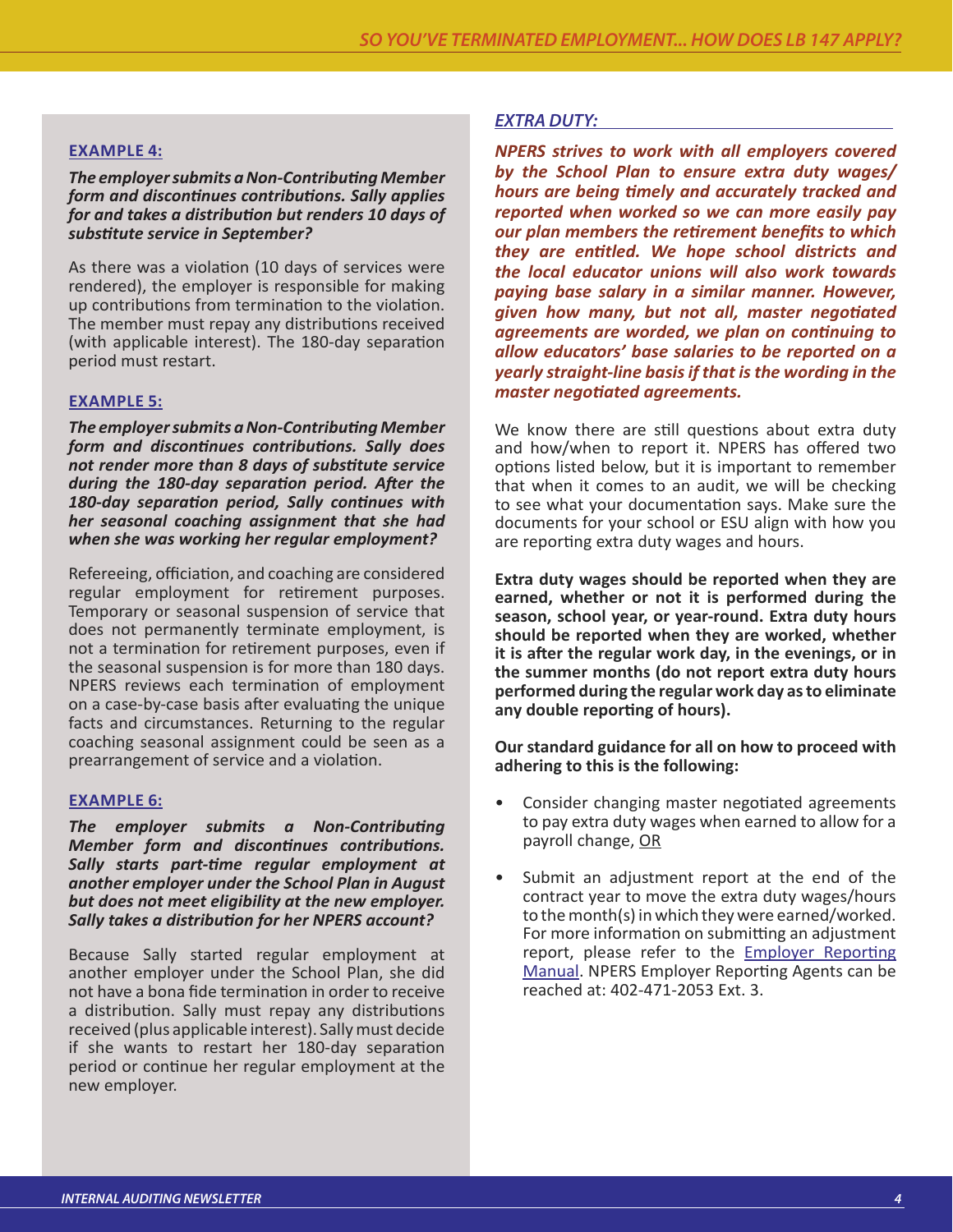### EXAMPLE 4:

***The employer submits a Non-Contributing Member form and discontinues contributions. Sally applies for and takes a distribution but renders 10 days of substitute service in September?***

As there was a violation (10 days of services were rendered), the employer is responsible for making up contributions from termination to the violation. The member must repay any distributions received (with applicable interest). The 180-day separation period must restart.

### EXAMPLE 5:

***The employer submits a Non-Contributing Member form and discontinues contributions. Sally does not render more than 8 days of substitute service during the 180-day separation period. After the 180-day separation period, Sally continues with her seasonal coaching assignment that she had when she was working her regular employment?***

Refereeing, officiation, and coaching are considered regular employment for retirement purposes. Temporary or seasonal suspension of service that does not permanently terminate employment, is not a termination for retirement purposes, even if the seasonal suspension is for more than 180 days. NPERS reviews each termination of employment on a case-by-case basis after evaluating the unique facts and circumstances. Returning to the regular coaching seasonal assignment could be seen as a prearrangement of service and a violation.

### EXAMPLE 6:

***The employer submits a Non-Contributing Member form and discontinues contributions. Sally starts part-time regular employment at another employer under the School Plan in August but does not meet eligibility at the new employer. Sally takes a distribution for her NPERS account?***

Because Sally started regular employment at another employer under the School Plan, she did not have a bona fide termination in order to receive a distribution. Sally must repay any distributions received (plus applicable interest). Sally must decide if she wants to restart her 180-day separation period or continue her regular employment at the new employer.

## *EXTRA DUTY:*

***NPERS strives to work with all employers covered by the School Plan to ensure extra duty wages/hours are being timely and accurately tracked and reported when worked so we can more easily pay our plan members the retirement benefits to which they are entitled. We hope school districts and the local educator unions will also work towards paying base salary in a similar manner. However, given how many, but not all, master negotiated agreements are worded, we plan on continuing to allow educators' base salaries to be reported on a yearly straight-line basis if that is the wording in the master negotiated agreements.***

We know there are still questions about extra duty and how/when to report it. NPERS has offered two options listed below, but it is important to remember that when it comes to an audit, we will be checking to see what your documentation says. Make sure the documents for your school or ESU align with how you are reporting extra duty wages and hours.

**Extra duty wages should be reported when they are earned, whether or not it is performed during the season, school year, or year-round. Extra duty hours should be reported when they are worked, whether it is after the regular work day, in the evenings, or in the summer months (do not report extra duty hours performed during the regular work day as to eliminate any double reporting of hours).**

**Our standard guidance for all on how to proceed with adhering to this is the following:**

- Consider changing master negotiated agreements to pay extra duty wages when earned to allow for a payroll change, OR
- Submit an adjustment report at the end of the contract year to move the extra duty wages/hours to the month(s) in which they were earned/worked. For more information on submitting an adjustment report, please refer to the Employer Reporting Manual. NPERS Employer Reporting Agents can be reached at: 402-471-2053 Ext. 3.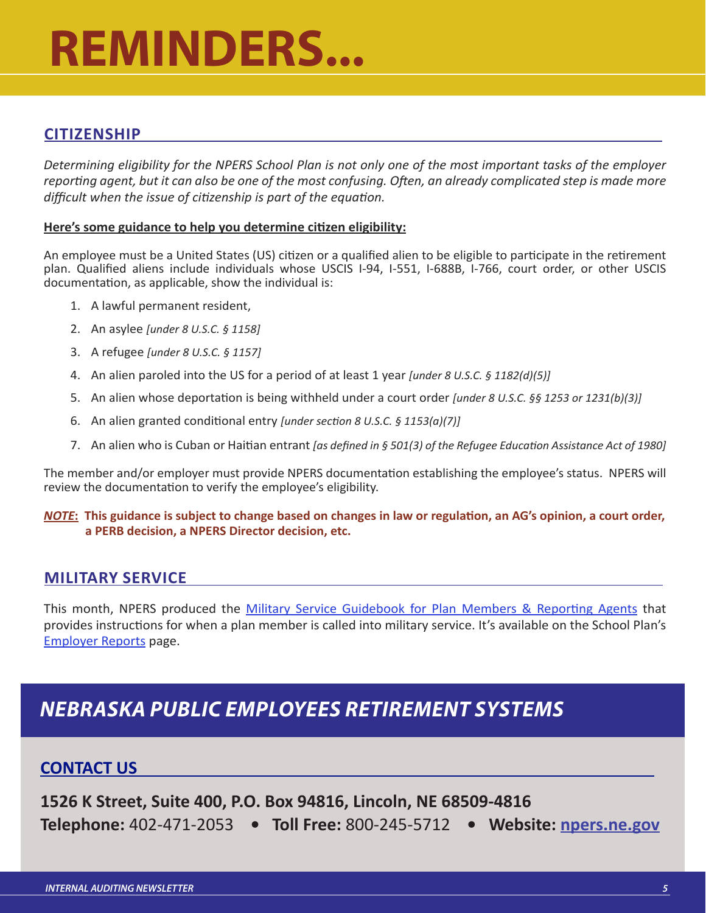# REMINDERS...

## CITIZENSHIP

*Determining eligibility for the NPERS School Plan is not only one of the most important tasks of the employer reporting agent, but it can also be one of the most confusing. Often, an already complicated step is made more difficult when the issue of citizenship is part of the equation.*

**Here's some guidance to help you determine citizen eligibility:**

An employee must be a United States (US) citizen or a qualified alien to be eligible to participate in the retirement plan. Qualified aliens include individuals whose USCIS I-94, I-551, I-688B, I-766, court order, or other USCIS documentation, as applicable, show the individual is:

1. A lawful permanent resident,
2. An asylee *[under 8 U.S.C. § 1158]*
3. A refugee *[under 8 U.S.C. § 1157]*
4. An alien paroled into the US for a period of at least 1 year *[under 8 U.S.C. § 1182(d)(5)]*
5. An alien whose deportation is being withheld under a court order *[under 8 U.S.C. §§ 1253 or 1231(b)(3)]*
6. An alien granted conditional entry *[under section 8 U.S.C. § 1153(a)(7)]*
7. An alien who is Cuban or Haitian entrant *[as defined in § 501(3) of the Refugee Education Assistance Act of 1980]*

The member and/or employer must provide NPERS documentation establishing the employee's status. NPERS will review the documentation to verify the employee's eligibility.

***NOTE*: This guidance is subject to change based on changes in law or regulation, an AG's opinion, a court order, a PERB decision, a NPERS Director decision, etc.**

## MILITARY SERVICE

This month, NPERS produced the Military Service Guidebook for Plan Members & Reporting Agents that provides instructions for when a plan member is called into military service. It's available on the School Plan's Employer Reports page.

## *NEBRASKA PUBLIC EMPLOYEES RETIREMENT SYSTEMS*

### CONTACT US

**1526 K Street, Suite 400, P.O. Box 94816, Lincoln, NE 68509-4816**

**Telephone:** 402-471-2053 • **Toll Free:** 800-245-5712 • **Website:** **npers.ne.gov**